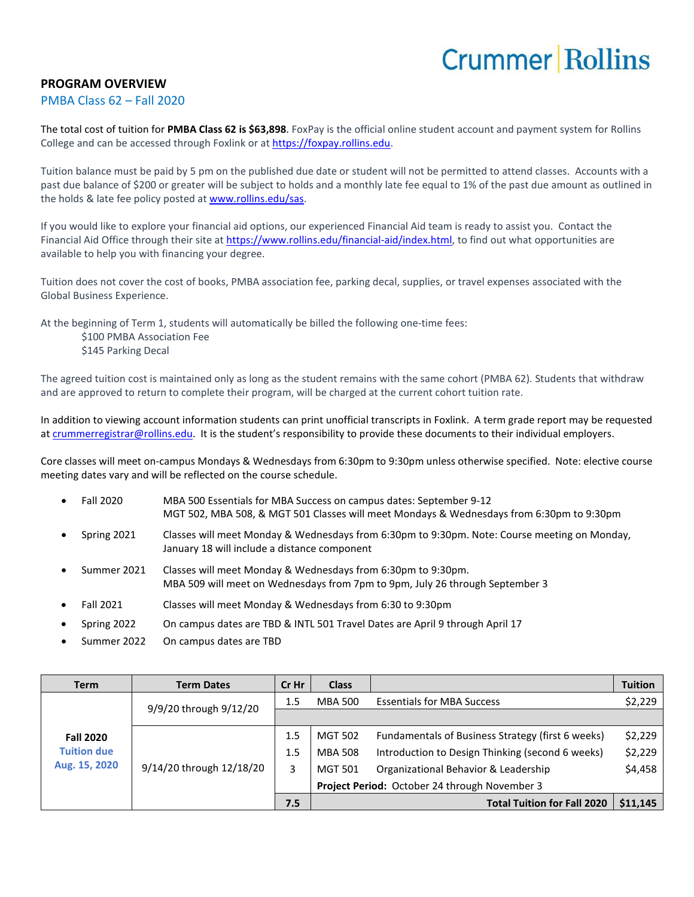Crummer | Rollins

## PROGRAM OVERVIEW

### PMBA Class 62 – Fall 2020

The total cost of tuition for **PMBA Class 62 is $63,898**. FoxPay is the official online student account and payment system for Rollins College and can be accessed through Foxlink or at https://foxpay.rollins.edu.

Tuition balance must be paid by 5 pm on the published due date or student will not be permitted to attend classes. Accounts with a past due balance of $200 or greater will be subject to holds and a monthly late fee equal to 1% of the past due amount as outlined in the holds & late fee policy posted at www.rollins.edu/sas.

If you would like to explore your financial aid options, our experienced Financial Aid team is ready to assist you. Contact the Financial Aid Office through their site at https://www.rollins.edu/financial-aid/index.html, to find out what opportunities are available to help you with financing your degree.

Tuition does not cover the cost of books, PMBA association fee, parking decal, supplies, or travel expenses associated with the Global Business Experience.

At the beginning of Term 1, students will automatically be billed the following one-time fees:

$100 PMBA Association Fee
$145 Parking Decal

The agreed tuition cost is maintained only as long as the student remains with the same cohort (PMBA 62). Students that withdraw and are approved to return to complete their program, will be charged at the current cohort tuition rate.

In addition to viewing account information students can print unofficial transcripts in Foxlink. A term grade report may be requested at crummerregistrar@rollins.edu. It is the student's responsibility to provide these documents to their individual employers.

Core classes will meet on-campus Mondays & Wednesdays from 6:30pm to 9:30pm unless otherwise specified. Note: elective course meeting dates vary and will be reflected on the course schedule.

- Fall 2020 — MBA 500 Essentials for MBA Success on campus dates: September 9-12
  MGT 502, MBA 508, & MGT 501 Classes will meet Mondays & Wednesdays from 6:30pm to 9:30pm
- Spring 2021 — Classes will meet Monday & Wednesdays from 6:30pm to 9:30pm. Note: Course meeting on Monday, January 18 will include a distance component
- Summer 2021 — Classes will meet Monday & Wednesdays from 6:30pm to 9:30pm.
  MBA 509 will meet on Wednesdays from 7pm to 9pm, July 26 through September 3
- Fall 2021 — Classes will meet Monday & Wednesdays from 6:30 to 9:30pm
- Spring 2022 — On campus dates are TBD & INTL 501 Travel Dates are April 9 through April 17
- Summer 2022 — On campus dates are TBD

| Term | Term Dates | Cr Hr | Class | | Tuition |
|---|---|---|---|---|---|
| **Fall 2020** Tuition due Aug. 15, 2020 | 9/9/20 through 9/12/20 | 1.5 | MBA 500 | Essentials for MBA Success | $2,229 |
| | 9/14/20 through 12/18/20 | 1.5 | MGT 502 | Fundamentals of Business Strategy (first 6 weeks) | $2,229 |
| | | 1.5 | MBA 508 | Introduction to Design Thinking (second 6 weeks) | $2,229 |
| | | 3 | MGT 501 | Organizational Behavior & Leadership | $4,458 |
| | | | **Project Period:** October 24 through November 3 | | |
| | | **7.5** | | **Total Tuition for Fall 2020** | **$11,145** |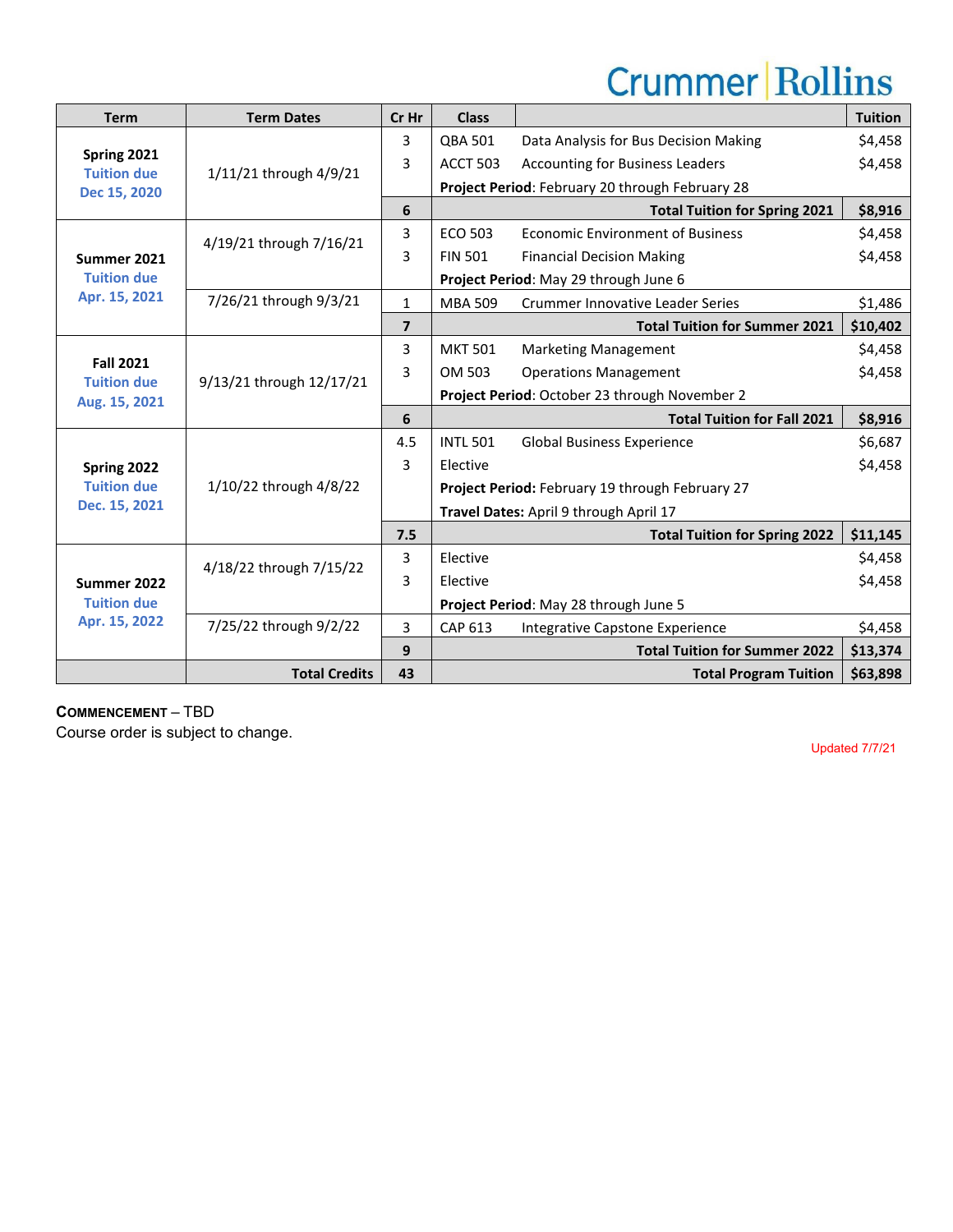Crummer | Rollins

| Term | Term Dates | Cr Hr | Class | | Tuition |
|---|---|---|---|---|---|
| Spring 2021<br>Tuition due<br>Dec 15, 2020 | 1/11/21 through 4/9/21 | 3 | QBA 501 | Data Analysis for Bus Decision Making | $4,458 |
| | | 3 | ACCT 503 | Accounting for Business Leaders | $4,458 |
| | | | **Project Period**: February 20 through February 28 | | |
| | | **6** | | **Total Tuition for Spring 2021** | **$8,916** |
| Summer 2021<br>Tuition due<br>Apr. 15, 2021 | 4/19/21 through 7/16/21 | 3 | ECO 503 | Economic Environment of Business | $4,458 |
| | | 3 | FIN 501 | Financial Decision Making | $4,458 |
| | | | **Project Period**: May 29 through June 6 | | |
| | 7/26/21 through 9/3/21 | 1 | MBA 509 | Crummer Innovative Leader Series | $1,486 |
| | | **7** | | **Total Tuition for Summer 2021** | **$10,402** |
| Fall 2021<br>Tuition due<br>Aug. 15, 2021 | 9/13/21 through 12/17/21 | 3 | MKT 501 | Marketing Management | $4,458 |
| | | 3 | OM 503 | Operations Management | $4,458 |
| | | | **Project Period**: October 23 through November 2 | | |
| | | **6** | | **Total Tuition for Fall 2021** | **$8,916** |
| Spring 2022<br>Tuition due<br>Dec. 15, 2021 | 1/10/22 through 4/8/22 | 4.5 | INTL 501 | Global Business Experience | $6,687 |
| | | 3 | Elective | | $4,458 |
| | | | **Project Period:** February 19 through February 27 | | |
| | | | **Travel Dates:** April 9 through April 17 | | |
| | | **7.5** | | **Total Tuition for Spring 2022** | **$11,145** |
| Summer 2022<br>Tuition due<br>Apr. 15, 2022 | 4/18/22 through 7/15/22 | 3 | Elective | | $4,458 |
| | | 3 | Elective | | $4,458 |
| | | | **Project Period**: May 28 through June 5 | | |
| | 7/25/22 through 9/2/22 | 3 | CAP 613 | Integrative Capstone Experience | $4,458 |
| | | **9** | | **Total Tuition for Summer 2022** | **$13,374** |
| | **Total Credits** | **43** | | **Total Program Tuition** | **$63,898** |

**COMMENCEMENT** – TBD

Course order is subject to change.

Updated 7/7/21